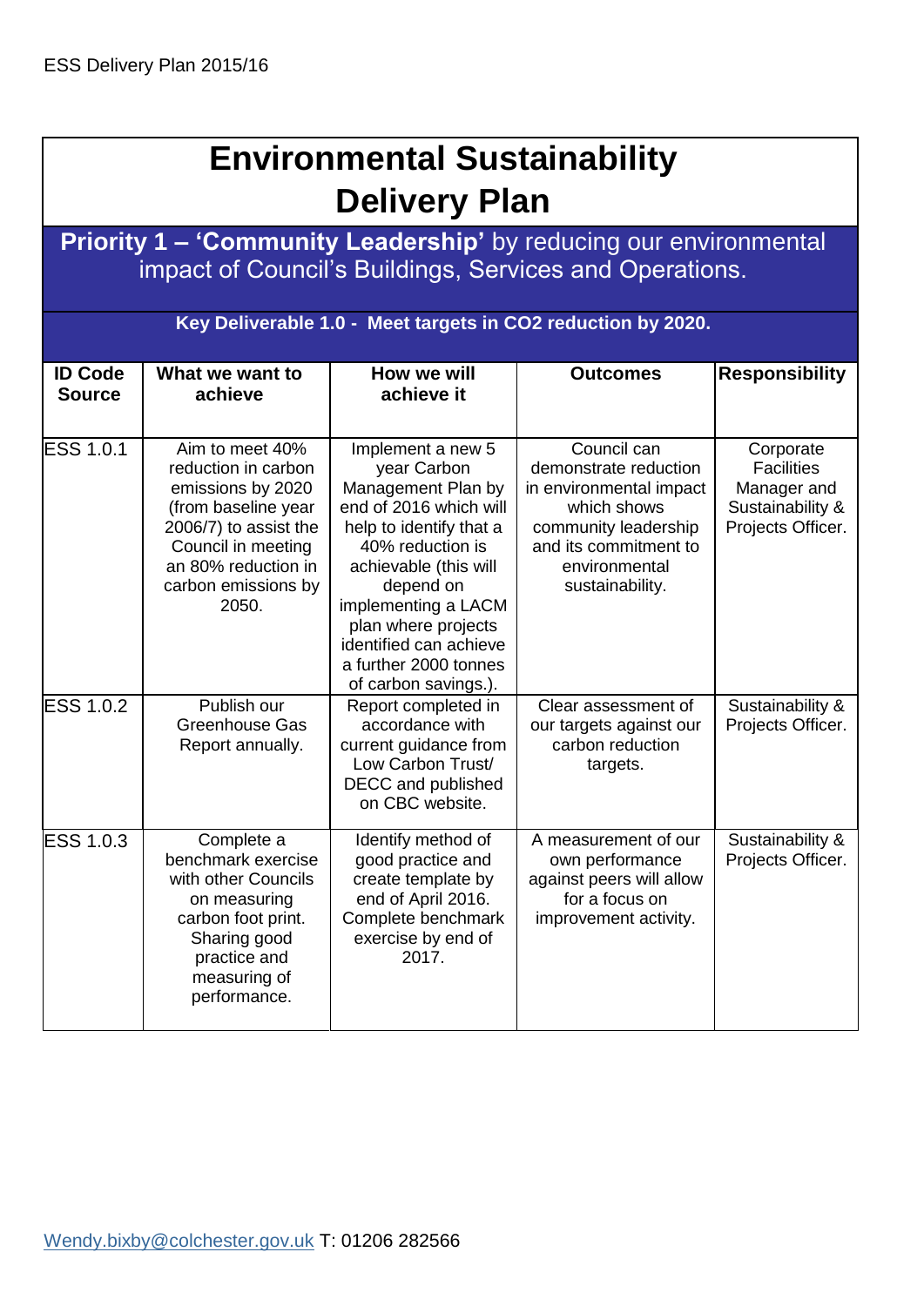# Environmental Sustainability Delivery Plan

## **Priority 1 – 'Community Leadership'** by reducing our environmental impact of Council's Buildings, Services and Operations.

### Key Deliverable 1.0 - Meet targets in $CO_2$ reduction by 2020.

| ID Code Source | What we want to achieve | How we will achieve it | Outcomes | Responsibility |
|---|---|---|---|---|
| ESS 1.0.1 | Aim to meet 40% reduction in carbon emissions by 2020 (from baseline year 2006/7) to assist the Council in meeting an 80% reduction in carbon emissions by 2050. | Implement a new 5 year Carbon Management Plan by end of 2016 which will help to identify that a 40% reduction is achievable (this will depend on implementing a LACM plan where projects identified can achieve a further 2000 tonnes of carbon savings.). | Council can demonstrate reduction in environmental impact which shows community leadership and its commitment to environmental sustainability. | Corporate Facilities Manager and Sustainability & Projects Officer. |
| ESS 1.0.2 | Publish our Greenhouse Gas Report annually. | Report completed in accordance with current guidance from Low Carbon Trust/ DECC and published on CBC website. | Clear assessment of our targets against our carbon reduction targets. | Sustainability & Projects Officer. |
| ESS 1.0.3 | Complete a benchmark exercise with other Councils on measuring carbon foot print. Sharing good practice and measuring of performance. | Identify method of good practice and create template by end of April 2016. Complete benchmark exercise by end of 2017. | A measurement of our own performance against peers will allow for a focus on improvement activity. | Sustainability & Projects Officer. |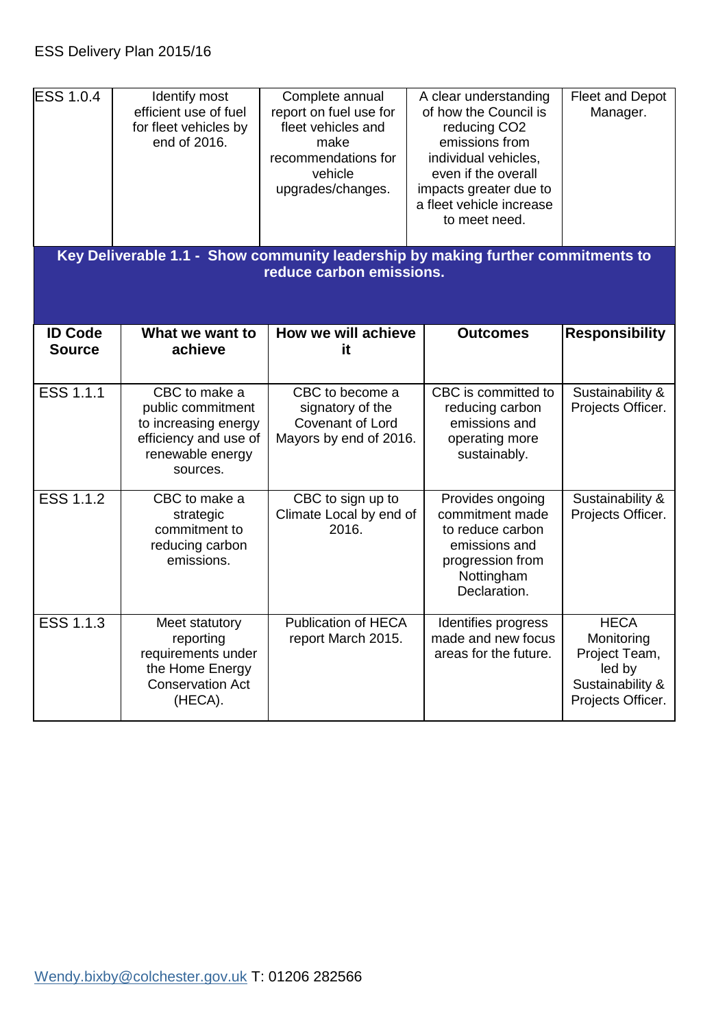| ESS 1.0.4 | Identify most efficient use of fuel for fleet vehicles by end of 2016. | Complete annual report on fuel use for fleet vehicles and make recommendations for vehicle upgrades/changes. | A clear understanding of how the Council is reducing $CO_2$ emissions from individual vehicles, even if the overall impacts greater due to a fleet vehicle increase to meet need. | Fleet and Depot Manager. |
|---|---|---|---|---|

**Key Deliverable 1.1 - Show community leadership by making further commitments to reduce carbon emissions.**

| ID Code Source | What we want to achieve | How we will achieve it | Outcomes | Responsibility |
|---|---|---|---|---|
| ESS 1.1.1 | CBC to make a public commitment to increasing energy efficiency and use of renewable energy sources. | CBC to become a signatory of the Covenant of Lord Mayors by end of 2016. | CBC is committed to reducing carbon emissions and operating more sustainably. | Sustainability & Projects Officer. |
| ESS 1.1.2 | CBC to make a strategic commitment to reducing carbon emissions. | CBC to sign up to Climate Local by end of 2016. | Provides ongoing commitment made to reduce carbon emissions and progression from Nottingham Declaration. | Sustainability & Projects Officer. |
| ESS 1.1.3 | Meet statutory reporting requirements under the Home Energy Conservation Act (HECA). | Publication of HECA report March 2015. | Identifies progress made and new focus areas for the future. | HECA Monitoring Project Team, led by Sustainability & Projects Officer. |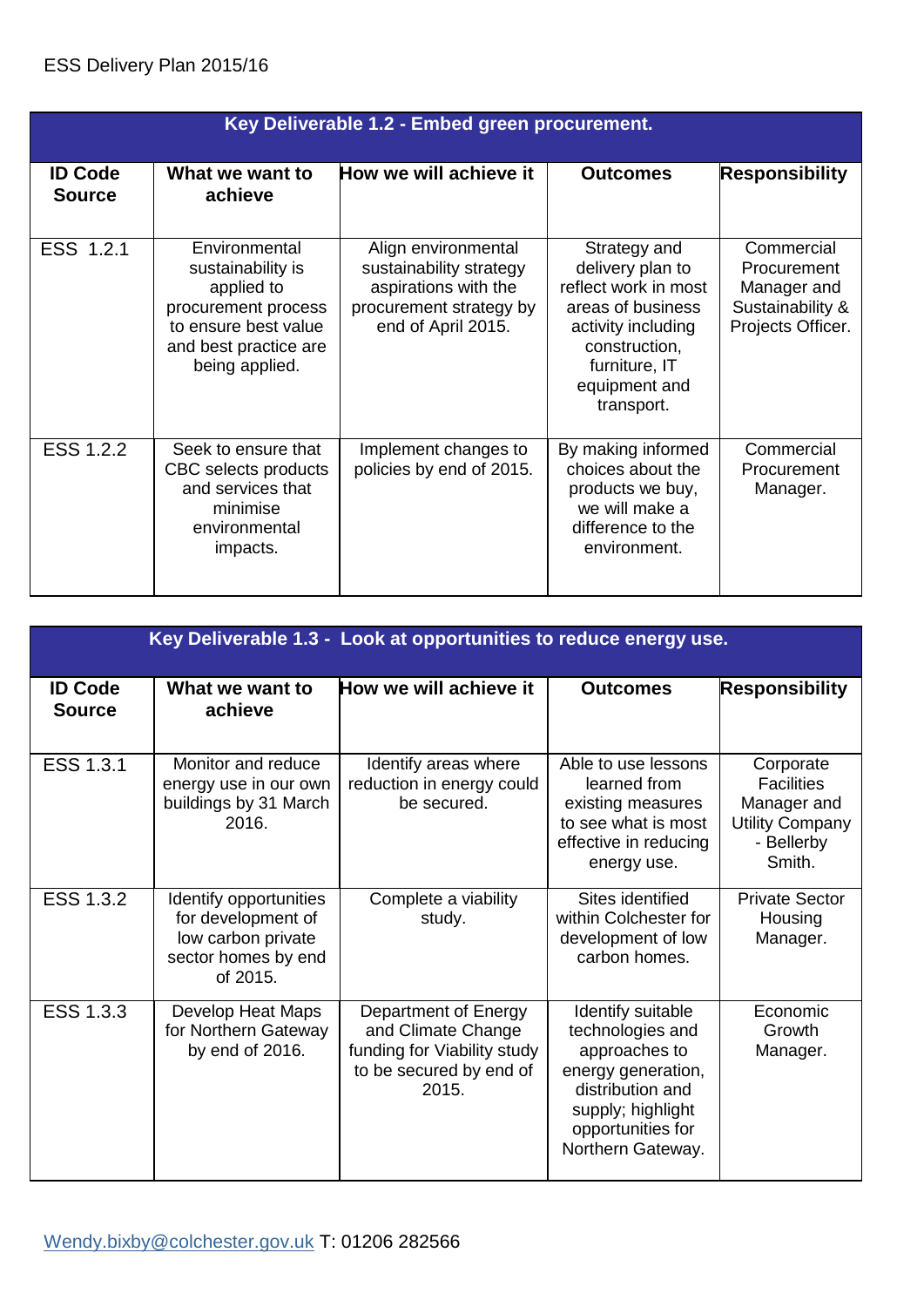ESS Delivery Plan 2015/16

| Key Deliverable 1.2 - Embed green procurement. | | | | |
|---|---|---|---|---|
| **ID Code Source** | **What we want to achieve** | **How we will achieve it** | **Outcomes** | **Responsibility** |
| ESS 1.2.1 | Environmental sustainability is applied to procurement process to ensure best value and best practice are being applied. | Align environmental sustainability strategy aspirations with the procurement strategy by end of April 2015. | Strategy and delivery plan to reflect work in most areas of business activity including construction, furniture, IT equipment and transport. | Commercial Procurement Manager and Sustainability & Projects Officer. |
| ESS 1.2.2 | Seek to ensure that CBC selects products and services that minimise environmental impacts. | Implement changes to policies by end of 2015. | By making informed choices about the products we buy, we will make a difference to the environment. | Commercial Procurement Manager. |

| Key Deliverable 1.3 - Look at opportunities to reduce energy use. | | | | |
|---|---|---|---|---|
| **ID Code Source** | **What we want to achieve** | **How we will achieve it** | **Outcomes** | **Responsibility** |
| ESS 1.3.1 | Monitor and reduce energy use in our own buildings by 31 March 2016. | Identify areas where reduction in energy could be secured. | Able to use lessons learned from existing measures to see what is most effective in reducing energy use. | Corporate Facilities Manager and Utility Company - Bellerby Smith. |
| ESS 1.3.2 | Identify opportunities for development of low carbon private sector homes by end of 2015. | Complete a viability study. | Sites identified within Colchester for development of low carbon homes. | Private Sector Housing Manager. |
| ESS 1.3.3 | Develop Heat Maps for Northern Gateway by end of 2016. | Department of Energy and Climate Change funding for Viability study to be secured by end of 2015. | Identify suitable technologies and approaches to energy generation, distribution and supply; highlight opportunities for Northern Gateway. | Economic Growth Manager. |

Wendy.bixby@colchester.gov.uk T: 01206 282566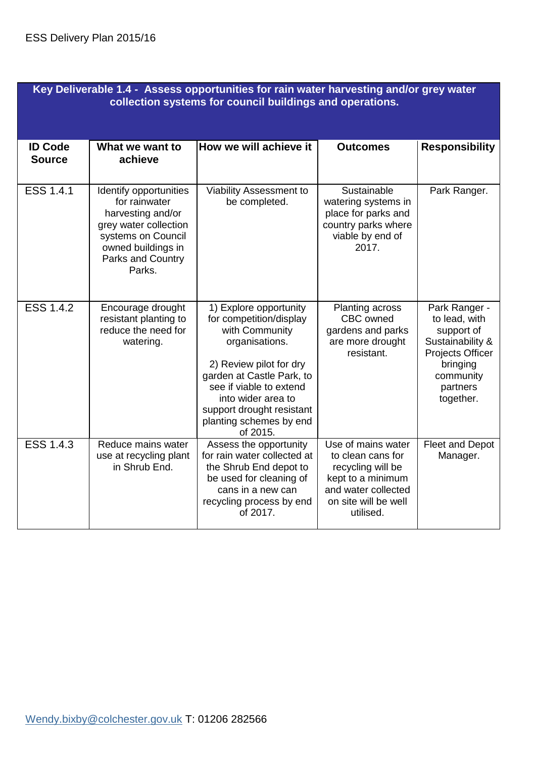| **Key Deliverable 1.4 - Assess opportunities for rain water harvesting and/or grey water collection systems for council buildings and operations.** | | | | |
|---|---|---|---|---|
| **ID Code Source** | **What we want to achieve** | **How we will achieve it** | **Outcomes** | **Responsibility** |
| ESS 1.4.1 | Identify opportunities for rainwater harvesting and/or grey water collection systems on Council owned buildings in Parks and Country Parks. | Viability Assessment to be completed. | Sustainable watering systems in place for parks and country parks where viable by end of 2017. | Park Ranger. |
| ESS 1.4.2 | Encourage drought resistant planting to reduce the need for watering. | 1) Explore opportunity for competition/display with Community organisations.<br><br>2) Review pilot for dry garden at Castle Park, to see if viable to extend into wider area to support drought resistant planting schemes by end of 2015. | Planting across CBC owned gardens and parks are more drought resistant. | Park Ranger - to lead, with support of Sustainability & Projects Officer bringing community partners together. |
| ESS 1.4.3 | Reduce mains water use at recycling plant in Shrub End. | Assess the opportunity for rain water collected at the Shrub End depot to be used for cleaning of cans in a new can recycling process by end of 2017. | Use of mains water to clean cans for recycling will be kept to a minimum and water collected on site will be well utilised. | Fleet and Depot Manager. |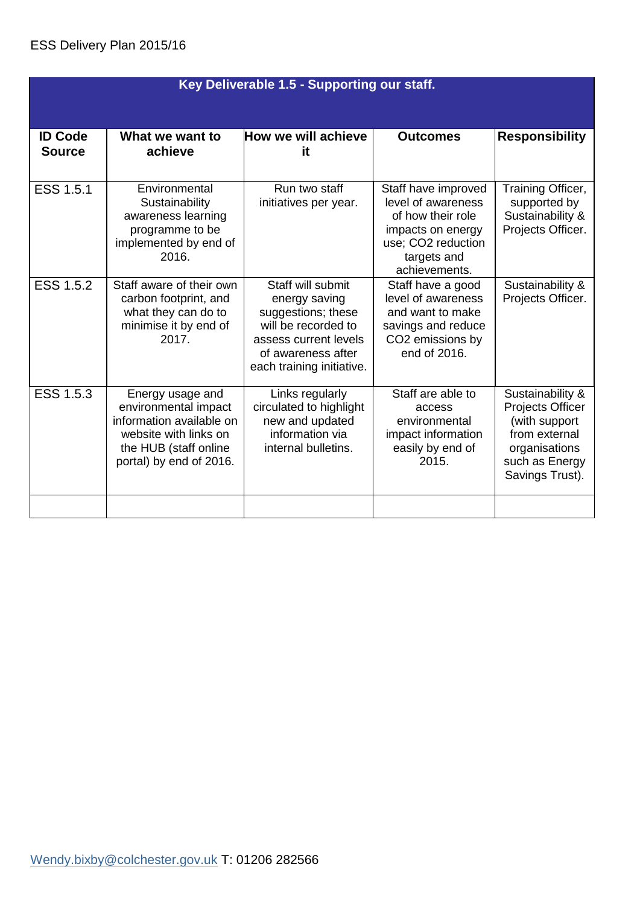ESS Delivery Plan 2015/16

| Key Deliverable 1.5 - Supporting our staff. | | | | |
|---|---|---|---|---|
| **ID Code Source** | **What we want to achieve** | **How we will achieve it** | **Outcomes** | **Responsibility** |
| ESS 1.5.1 | Environmental Sustainability awareness learning programme to be implemented by end of 2016. | Run two staff initiatives per year. | Staff have improved level of awareness of how their role impacts on energy use; $CO_2$ reduction targets and achievements. | Training Officer, supported by Sustainability & Projects Officer. |
| ESS 1.5.2 | Staff aware of their own carbon footprint, and what they can do to minimise it by end of 2017. | Staff will submit energy saving suggestions; these will be recorded to assess current levels of awareness after each training initiative. | Staff have a good level of awareness and want to make savings and reduce $CO_2$ emissions by end of 2016. | Sustainability & Projects Officer. |
| ESS 1.5.3 | Energy usage and environmental impact information available on website with links on the HUB (staff online portal) by end of 2016. | Links regularly circulated to highlight new and updated information via internal bulletins. | Staff are able to access environmental impact information easily by end of 2015. | Sustainability & Projects Officer (with support from external organisations such as Energy Savings Trust). |
| | | | | |

Wendy.bixby@colchester.gov.uk T: 01206 282566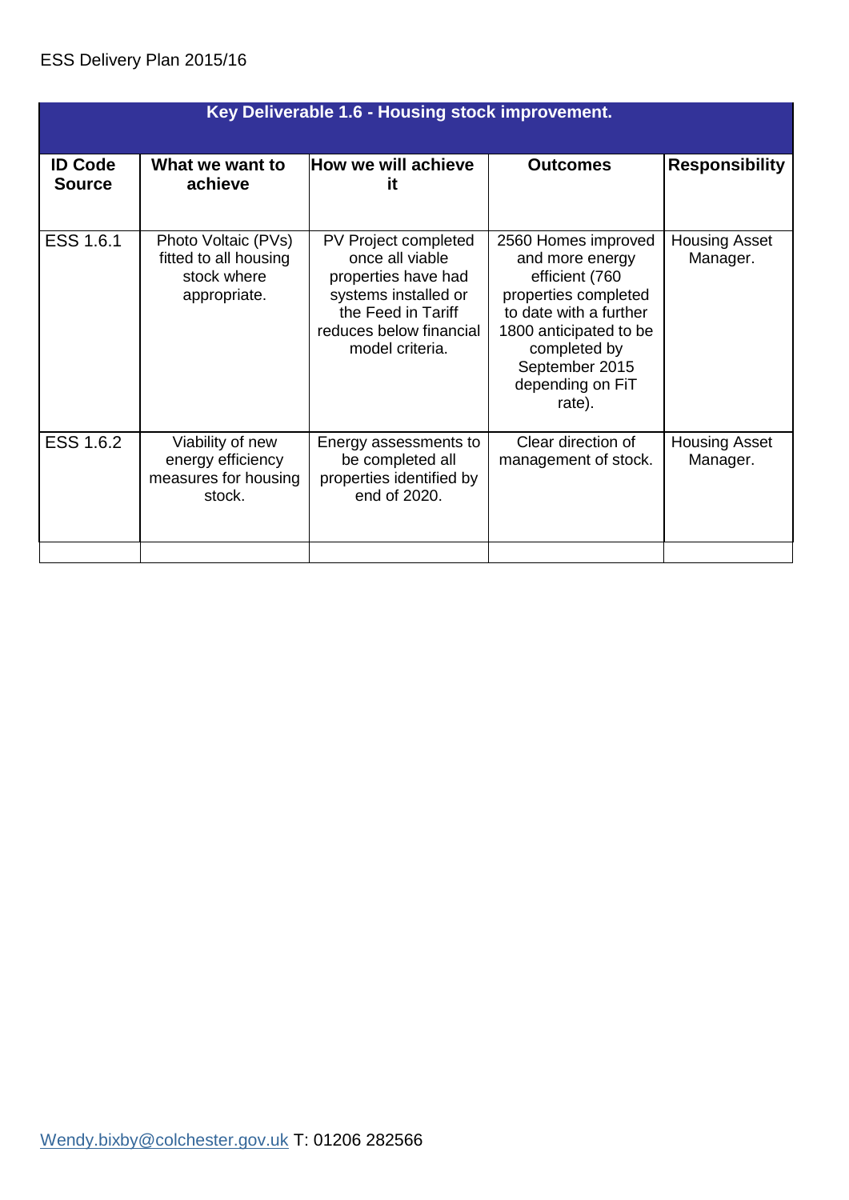| Key Deliverable 1.6 - Housing stock improvement. | | | | |
|---|---|---|---|---|
| **ID Code Source** | **What we want to achieve** | **How we will achieve it** | **Outcomes** | **Responsibility** |
| ESS 1.6.1 | Photo Voltaic (PVs) fitted to all housing stock where appropriate. | PV Project completed once all viable properties have had systems installed or the Feed in Tariff reduces below financial model criteria. | 2560 Homes improved and more energy efficient (760 properties completed to date with a further 1800 anticipated to be completed by September 2015 depending on FiT rate). | Housing Asset Manager. |
| ESS 1.6.2 | Viability of new energy efficiency measures for housing stock. | Energy assessments to be completed all properties identified by end of 2020. | Clear direction of management of stock. | Housing Asset Manager. |
| | | | | |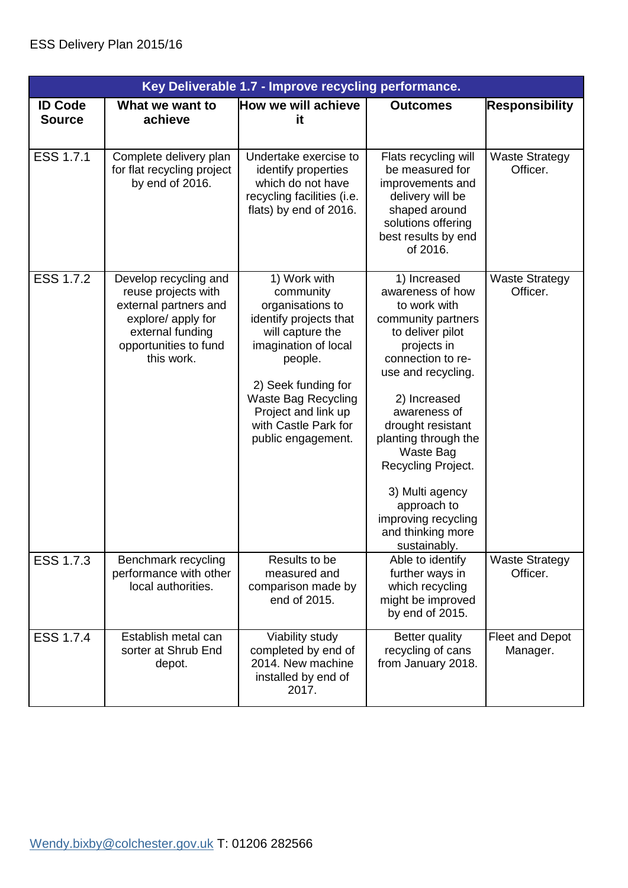ESS Delivery Plan 2015/16

| Key Deliverable 1.7 - Improve recycling performance. | | | | |
|---|---|---|---|---|
| **ID Code Source** | **What we want to achieve** | **How we will achieve it** | **Outcomes** | **Responsibility** |
| ESS 1.7.1 | Complete delivery plan for flat recycling project by end of 2016. | Undertake exercise to identify properties which do not have recycling facilities (i.e. flats) by end of 2016. | Flats recycling will be measured for improvements and delivery will be shaped around solutions offering best results by end of 2016. | Waste Strategy Officer. |
| ESS 1.7.2 | Develop recycling and reuse projects with external partners and explore/ apply for external funding opportunities to fund this work. | 1) Work with community organisations to identify projects that will capture the imagination of local people.<br><br>2) Seek funding for Waste Bag Recycling Project and link up with Castle Park for public engagement. | 1) Increased awareness of how to work with community partners to deliver pilot projects in connection to re-use and recycling.<br><br>2) Increased awareness of drought resistant planting through the Waste Bag Recycling Project.<br><br>3) Multi agency approach to improving recycling and thinking more sustainably. | Waste Strategy Officer. |
| ESS 1.7.3 | Benchmark recycling performance with other local authorities. | Results to be measured and comparison made by end of 2015. | Able to identify further ways in which recycling might be improved by end of 2015. | Waste Strategy Officer. |
| ESS 1.7.4 | Establish metal can sorter at Shrub End depot. | Viability study completed by end of 2014. New machine installed by end of 2017. | Better quality recycling of cans from January 2018. | Fleet and Depot Manager. |

Wendy.bixby@colchester.gov.uk T: 01206 282566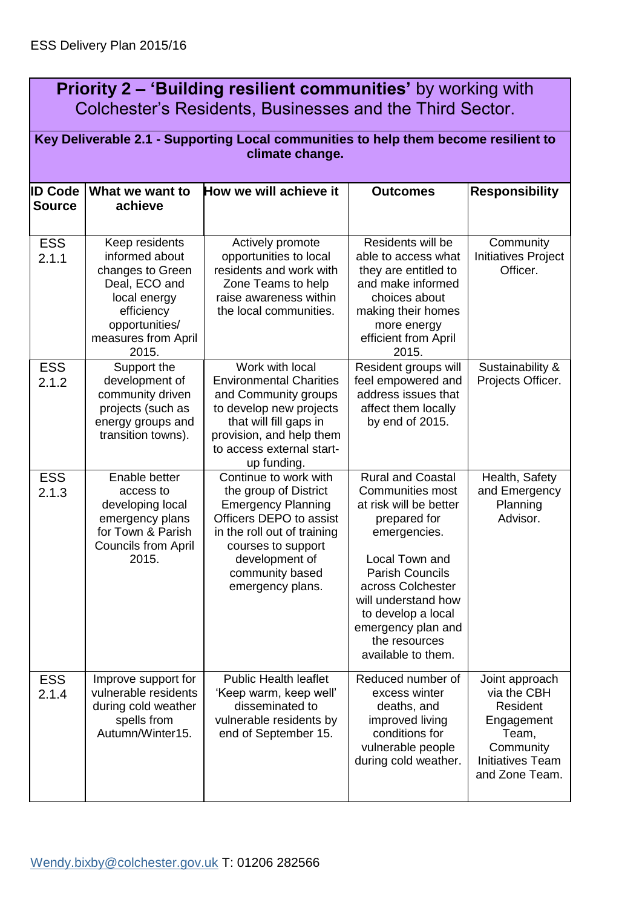ESS Delivery Plan 2015/16

## Priority 2 – 'Building resilient communities' by working with Colchester's Residents, Businesses and the Third Sector.

**Key Deliverable 2.1 - Supporting Local communities to help them become resilient to climate change.**

| ID Code Source | What we want to achieve | How we will achieve it | Outcomes | Responsibility |
|---|---|---|---|---|
| ESS 2.1.1 | Keep residents informed about changes to Green Deal, ECO and local energy efficiency opportunities/ measures from April 2015. | Actively promote opportunities to local residents and work with Zone Teams to help raise awareness within the local communities. | Residents will be able to access what they are entitled to and make informed choices about making their homes more energy efficient from April 2015. | Community Initiatives Project Officer. |
| ESS 2.1.2 | Support the development of community driven projects (such as energy groups and transition towns). | Work with local Environmental Charities and Community groups to develop new projects that will fill gaps in provision, and help them to access external start-up funding. | Resident groups will feel empowered and address issues that affect them locally by end of 2015. | Sustainability & Projects Officer. |
| ESS 2.1.3 | Enable better access to developing local emergency plans for Town & Parish Councils from April 2015. | Continue to work with the group of District Emergency Planning Officers DEPO to assist in the roll out of training courses to support development of community based emergency plans. | Rural and Coastal Communities most at risk will be better prepared for emergencies.<br><br>Local Town and Parish Councils across Colchester will understand how to develop a local emergency plan and the resources available to them. | Health, Safety and Emergency Planning Advisor. |
| ESS 2.1.4 | Improve support for vulnerable residents during cold weather spells from Autumn/Winter15. | Public Health leaflet 'Keep warm, keep well' disseminated to vulnerable residents by end of September 15. | Reduced number of excess winter deaths, and improved living conditions for vulnerable people during cold weather. | Joint approach via the CBH Resident Engagement Team, Community Initiatives Team and Zone Team. |

Wendy.bixby@colchester.gov.uk T: 01206 282566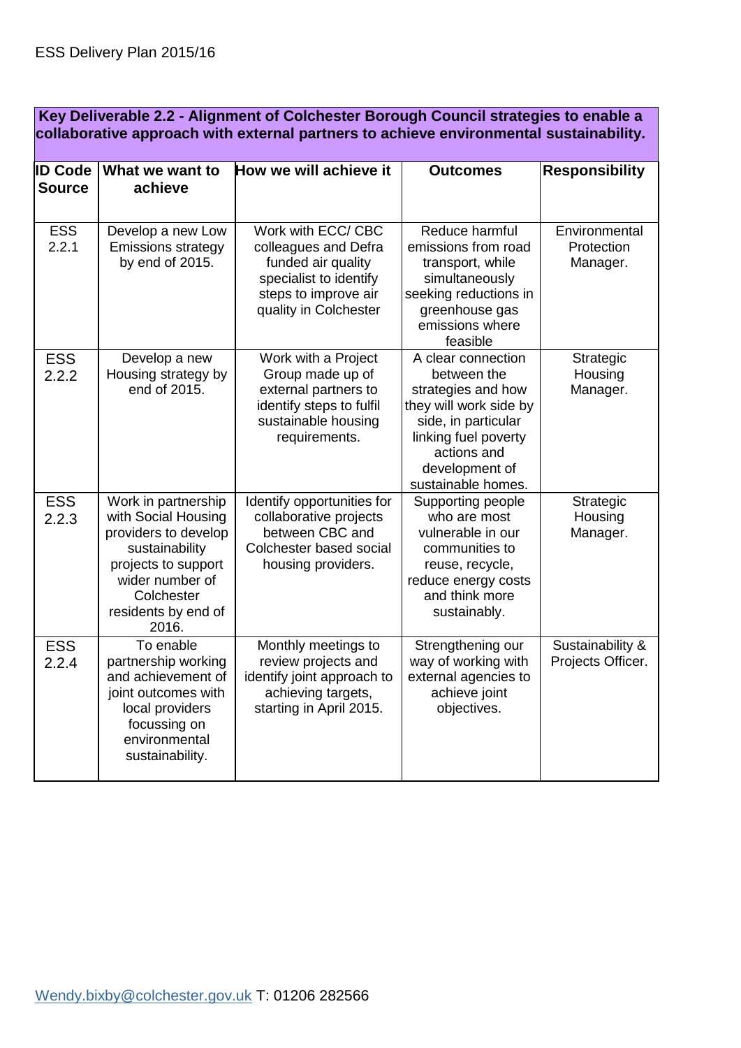**Key Deliverable 2.2 - Alignment of Colchester Borough Council strategies to enable a collaborative approach with external partners to achieve environmental sustainability.**

| ID Code Source | What we want to achieve | How we will achieve it | Outcomes | Responsibility |
|---|---|---|---|---|
| ESS 2.2.1 | Develop a new Low Emissions strategy by end of 2015. | Work with ECC/ CBC colleagues and Defra funded air quality specialist to identify steps to improve air quality in Colchester | Reduce harmful emissions from road transport, while simultaneously seeking reductions in greenhouse gas emissions where feasible | Environmental Protection Manager. |
| ESS 2.2.2 | Develop a new Housing strategy by end of 2015. | Work with a Project Group made up of external partners to identify steps to fulfil sustainable housing requirements. | A clear connection between the strategies and how they will work side by side, in particular linking fuel poverty actions and development of sustainable homes. | Strategic Housing Manager. |
| ESS 2.2.3 | Work in partnership with Social Housing providers to develop sustainability projects to support wider number of Colchester residents by end of 2016. | Identify opportunities for collaborative projects between CBC and Colchester based social housing providers. | Supporting people who are most vulnerable in our communities to reuse, recycle, reduce energy costs and think more sustainably. | Strategic Housing Manager. |
| ESS 2.2.4 | To enable partnership working and achievement of joint outcomes with local providers focussing on environmental sustainability. | Monthly meetings to review projects and identify joint approach to achieving targets, starting in April 2015. | Strengthening our way of working with external agencies to achieve joint objectives. | Sustainability & Projects Officer. |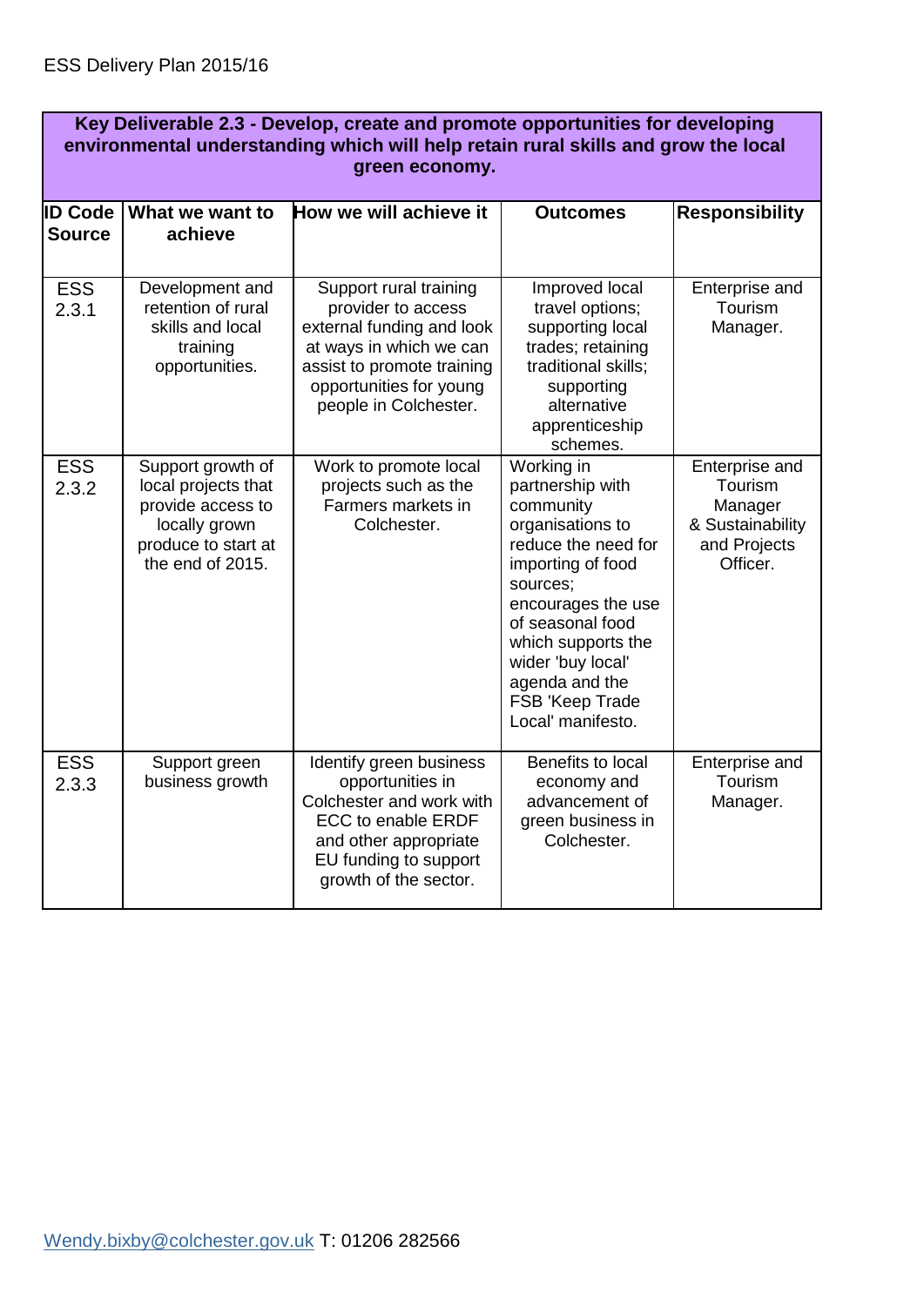| Key Deliverable 2.3 - Develop, create and promote opportunities for developing environmental understanding which will help retain rural skills and grow the local green economy. | | | | |
|---|---|---|---|---|
| **ID Code Source** | **What we want to achieve** | **How we will achieve it** | **Outcomes** | **Responsibility** |
| ESS 2.3.1 | Development and retention of rural skills and local training opportunities. | Support rural training provider to access external funding and look at ways in which we can assist to promote training opportunities for young people in Colchester. | Improved local travel options; supporting local trades; retaining traditional skills; supporting alternative apprenticeship schemes. | Enterprise and Tourism Manager. |
| ESS 2.3.2 | Support growth of local projects that provide access to locally grown produce to start at the end of 2015. | Work to promote local projects such as the Farmers markets in Colchester. | Working in partnership with community organisations to reduce the need for importing of food sources; encourages the use of seasonal food which supports the wider 'buy local' agenda and the FSB 'Keep Trade Local' manifesto. | Enterprise and Tourism Manager & Sustainability and Projects Officer. |
| ESS 2.3.3 | Support green business growth | Identify green business opportunities in Colchester and work with ECC to enable ERDF and other appropriate EU funding to support growth of the sector. | Benefits to local economy and advancement of green business in Colchester. | Enterprise and Tourism Manager. |

Wendy.bixby@colchester.gov.uk T: 01206 282566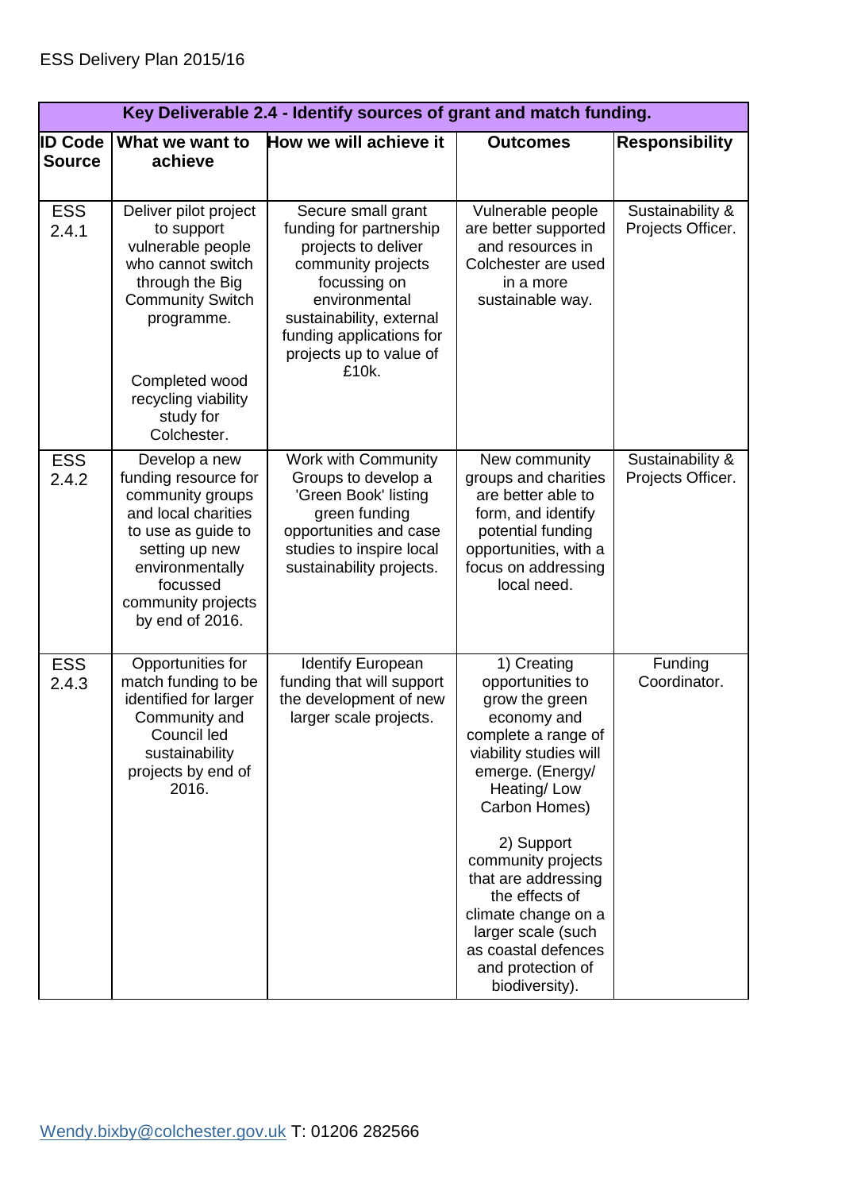ESS Delivery Plan 2015/16

| Key Deliverable 2.4 - Identify sources of grant and match funding. | | | | |
|---|---|---|---|---|
| **ID Code Source** | **What we want to achieve** | **How we will achieve it** | **Outcomes** | **Responsibility** |
| ESS 2.4.1 | Deliver pilot project to support vulnerable people who cannot switch through the Big Community Switch programme.<br><br>Completed wood recycling viability study for Colchester. | Secure small grant funding for partnership projects to deliver community projects focussing on environmental sustainability, external funding applications for projects up to value of £10k. | Vulnerable people are better supported and resources in Colchester are used in a more sustainable way. | Sustainability & Projects Officer. |
| ESS 2.4.2 | Develop a new funding resource for community groups and local charities to use as guide to setting up new environmentally focussed community projects by end of 2016. | Work with Community Groups to develop a 'Green Book' listing green funding opportunities and case studies to inspire local sustainability projects. | New community groups and charities are better able to form, and identify potential funding opportunities, with a focus on addressing local need. | Sustainability & Projects Officer. |
| ESS 2.4.3 | Opportunities for match funding to be identified for larger Community and Council led sustainability projects by end of 2016. | Identify European funding that will support the development of new larger scale projects. | 1) Creating opportunities to grow the green economy and complete a range of viability studies will emerge. (Energy/ Heating/ Low Carbon Homes)<br><br>2) Support community projects that are addressing the effects of climate change on a larger scale (such as coastal defences and protection of biodiversity). | Funding Coordinator. |

Wendy.bixby@colchester.gov.uk T: 01206 282566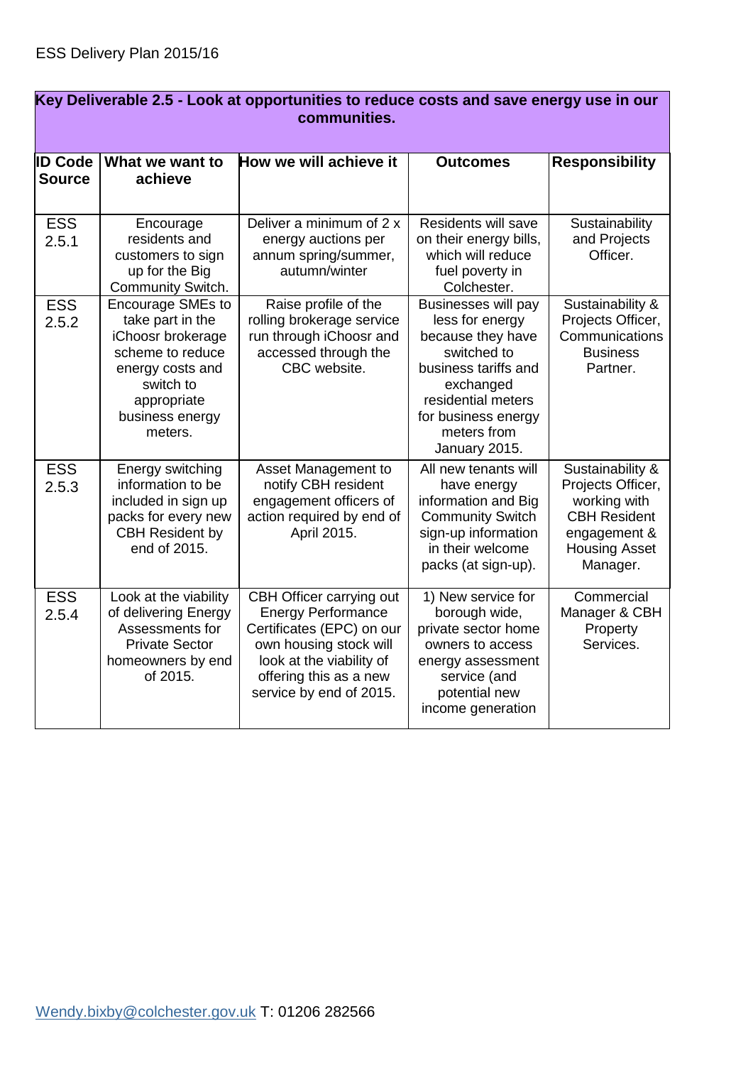ESS Delivery Plan 2015/16

| Key Deliverable 2.5 - Look at opportunities to reduce costs and save energy use in our communities. | | | | |
|---|---|---|---|---|
| **ID Code Source** | **What we want to achieve** | **How we will achieve it** | **Outcomes** | **Responsibility** |
| ESS 2.5.1 | Encourage residents and customers to sign up for the Big Community Switch. | Deliver a minimum of 2 x energy auctions per annum spring/summer, autumn/winter | Residents will save on their energy bills, which will reduce fuel poverty in Colchester. | Sustainability and Projects Officer. |
| ESS 2.5.2 | Encourage SMEs to take part in the iChoosr brokerage scheme to reduce energy costs and switch to appropriate business energy meters. | Raise profile of the rolling brokerage service run through iChoosr and accessed through the CBC website. | Businesses will pay less for energy because they have switched to business tariffs and exchanged residential meters for business energy meters from January 2015. | Sustainability & Projects Officer, Communications Business Partner. |
| ESS 2.5.3 | Energy switching information to be included in sign up packs for every new CBH Resident by end of 2015. | Asset Management to notify CBH resident engagement officers of action required by end of April 2015. | All new tenants will have energy information and Big Community Switch sign-up information in their welcome packs (at sign-up). | Sustainability & Projects Officer, working with CBH Resident engagement & Housing Asset Manager. |
| ESS 2.5.4 | Look at the viability of delivering Energy Assessments for Private Sector homeowners by end of 2015. | CBH Officer carrying out Energy Performance Certificates (EPC) on our own housing stock will look at the viability of offering this as a new service by end of 2015. | 1) New service for borough wide, private sector home owners to access energy assessment service (and potential new income generation | Commercial Manager & CBH Property Services. |

Wendy.bixby@colchester.gov.uk T: 01206 282566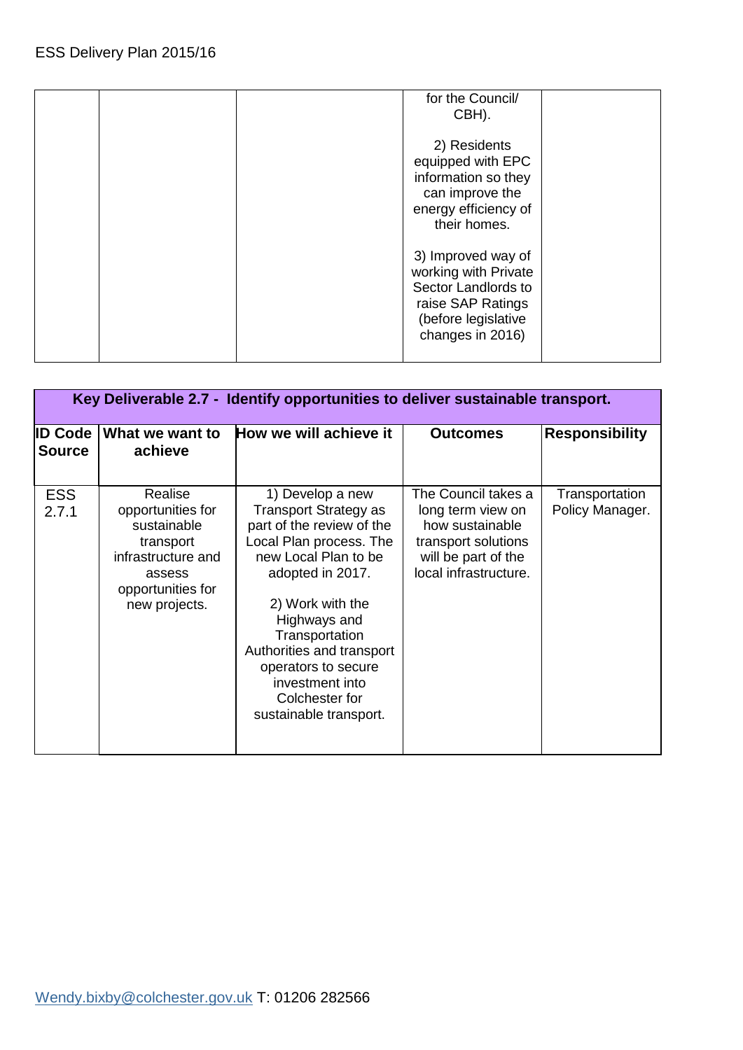| | | | Outcomes | |
|---|---|---|---|---|
| | | | for the Council/ CBH).<br><br>2) Residents equipped with EPC information so they can improve the energy efficiency of their homes.<br><br>3) Improved way of working with Private Sector Landlords to raise SAP Ratings (before legislative changes in 2016) | |

| Key Deliverable 2.7 - Identify opportunities to deliver sustainable transport. | | | | |
|---|---|---|---|---|
| **ID Code Source** | **What we want to achieve** | **How we will achieve it** | **Outcomes** | **Responsibility** |
| ESS 2.7.1 | Realise opportunities for sustainable transport infrastructure and assess opportunities for new projects. | 1) Develop a new Transport Strategy as part of the review of the Local Plan process. The new Local Plan to be adopted in 2017.<br><br>2) Work with the Highways and Transportation Authorities and transport operators to secure investment into Colchester for sustainable transport. | The Council takes a long term view on how sustainable transport solutions will be part of the local infrastructure. | Transportation Policy Manager. |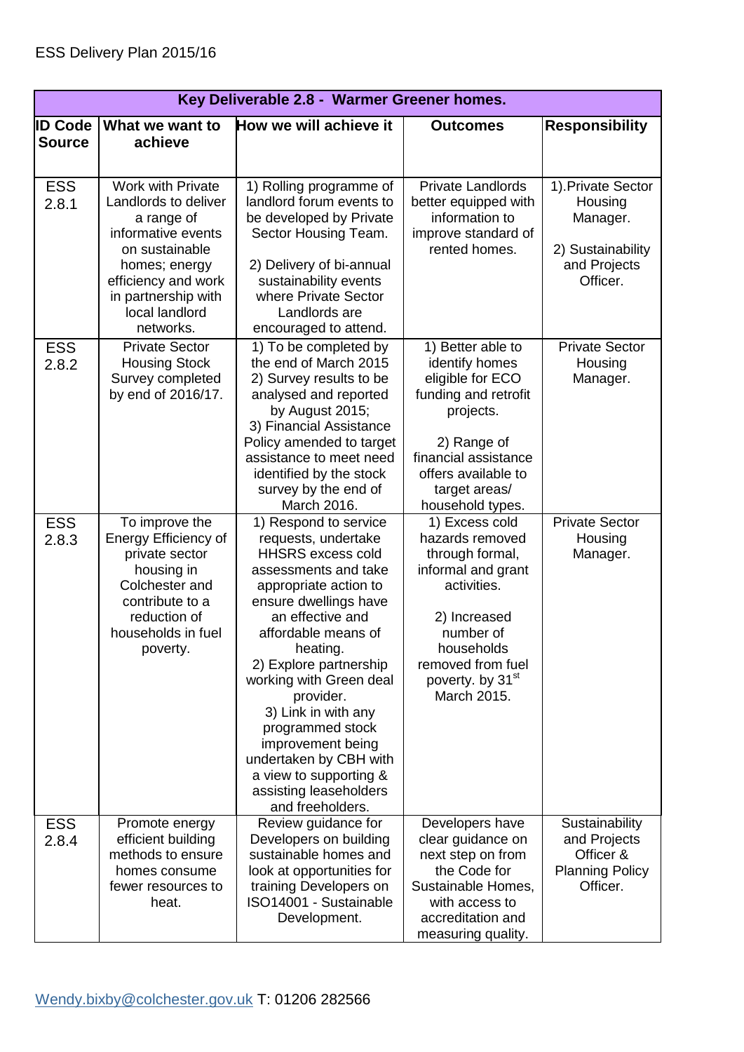ESS Delivery Plan 2015/16

| Key Deliverable 2.8 - Warmer Greener homes. | | | | |
|---|---|---|---|---|
| **ID Code Source** | **What we want to achieve** | **How we will achieve it** | **Outcomes** | **Responsibility** |
| ESS 2.8.1 | Work with Private Landlords to deliver a range of informative events on sustainable homes; energy efficiency and work in partnership with local landlord networks. | 1) Rolling programme of landlord forum events to be developed by Private Sector Housing Team.<br><br>2) Delivery of bi-annual sustainability events where Private Sector Landlords are encouraged to attend. | Private Landlords better equipped with information to improve standard of rented homes. | 1).Private Sector Housing Manager.<br><br>2) Sustainability and Projects Officer. |
| ESS 2.8.2 | Private Sector Housing Stock Survey completed by end of 2016/17. | 1) To be completed by the end of March 2015<br>2) Survey results to be analysed and reported by August 2015;<br>3) Financial Assistance Policy amended to target assistance to meet need identified by the stock survey by the end of March 2016. | 1) Better able to identify homes eligible for ECO funding and retrofit projects.<br><br>2) Range of financial assistance offers available to target areas/ household types. | Private Sector Housing Manager. |
| ESS 2.8.3 | To improve the Energy Efficiency of private sector housing in Colchester and contribute to a reduction of households in fuel poverty. | 1) Respond to service requests, undertake HHSRS excess cold assessments and take appropriate action to ensure dwellings have an effective and affordable means of heating.<br>2) Explore partnership working with Green deal provider.<br>3) Link in with any programmed stock improvement being undertaken by CBH with a view to supporting & assisting leaseholders and freeholders. | 1) Excess cold hazards removed through formal, informal and grant activities.<br><br>2) Increased number of households removed from fuel poverty. by 31st March 2015. | Private Sector Housing Manager. |
| ESS 2.8.4 | Promote energy efficient building methods to ensure homes consume fewer resources to heat. | Review guidance for Developers on building sustainable homes and look at opportunities for training Developers on ISO14001 - Sustainable Development. | Developers have clear guidance on next step on from the Code for Sustainable Homes, with access to accreditation and measuring quality. | Sustainability and Projects Officer & Planning Policy Officer. |

Wendy.bixby@colchester.gov.uk T: 01206 282566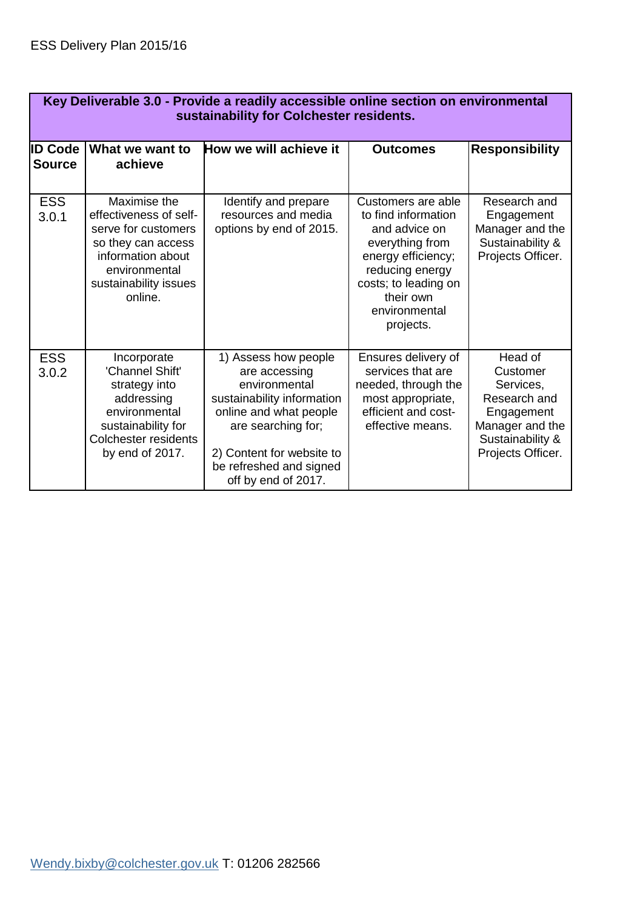| Key Deliverable 3.0 - Provide a readily accessible online section on environmental sustainability for Colchester residents. | | | | |
|---|---|---|---|---|
| **ID Code Source** | **What we want to achieve** | **How we will achieve it** | **Outcomes** | **Responsibility** |
| ESS 3.0.1 | Maximise the effectiveness of self-serve for customers so they can access information about environmental sustainability issues online. | Identify and prepare resources and media options by end of 2015. | Customers are able to find information and advice on everything from energy efficiency; reducing energy costs; to leading on their own environmental projects. | Research and Engagement Manager and the Sustainability & Projects Officer. |
| ESS 3.0.2 | Incorporate 'Channel Shift' strategy into addressing environmental sustainability for Colchester residents by end of 2017. | 1) Assess how people are accessing environmental sustainability information online and what people are searching for; 2) Content for website to be refreshed and signed off by end of 2017. | Ensures delivery of services that are needed, through the most appropriate, efficient and cost-effective means. | Head of Customer Services, Research and Engagement Manager and the Sustainability & Projects Officer. |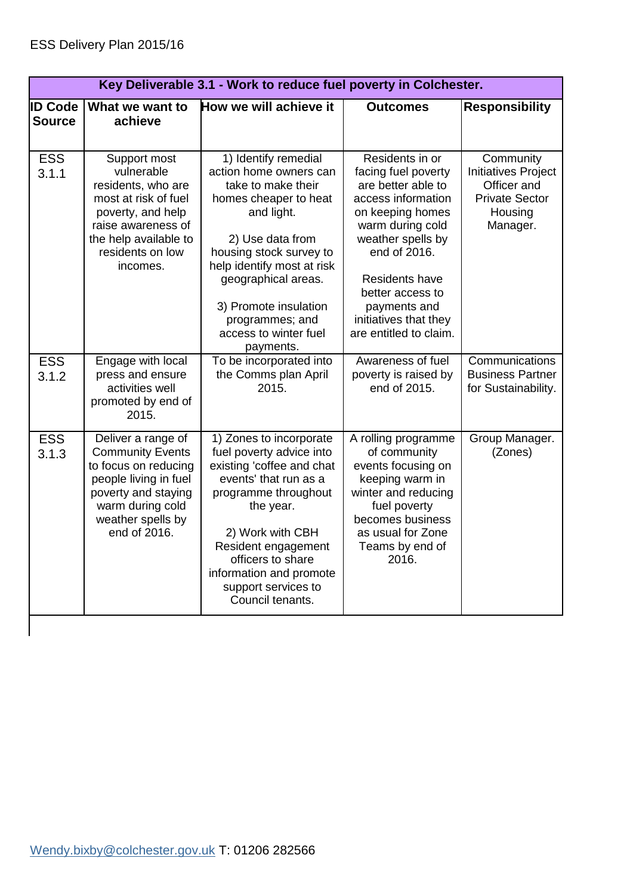ESS Delivery Plan 2015/16

| Key Deliverable 3.1 - Work to reduce fuel poverty in Colchester. | | | | |
|---|---|---|---|---|
| **ID Code Source** | **What we want to achieve** | **How we will achieve it** | **Outcomes** | **Responsibility** |
| ESS 3.1.1 | Support most vulnerable residents, who are most at risk of fuel poverty, and help raise awareness of the help available to residents on low incomes. | 1) Identify remedial action home owners can take to make their homes cheaper to heat and light.<br><br>2) Use data from housing stock survey to help identify most at risk geographical areas.<br><br>3) Promote insulation programmes; and access to winter fuel payments. | Residents in or facing fuel poverty are better able to access information on keeping homes warm during cold weather spells by end of 2016.<br><br>Residents have better access to payments and initiatives that they are entitled to claim. | Community Initiatives Project Officer and Private Sector Housing Manager. |
| ESS 3.1.2 | Engage with local press and ensure activities well promoted by end of 2015. | To be incorporated into the Comms plan April 2015. | Awareness of fuel poverty is raised by end of 2015. | Communications Business Partner for Sustainability. |
| ESS 3.1.3 | Deliver a range of Community Events to focus on reducing people living in fuel poverty and staying warm during cold weather spells by end of 2016. | 1) Zones to incorporate fuel poverty advice into existing 'coffee and chat events' that run as a programme throughout the year.<br><br>2) Work with CBH Resident engagement officers to share information and promote support services to Council tenants. | A rolling programme of community events focusing on keeping warm in winter and reducing fuel poverty becomes business as usual for Zone Teams by end of 2016. | Group Manager. (Zones) |

Wendy.bixby@colchester.gov.uk T: 01206 282566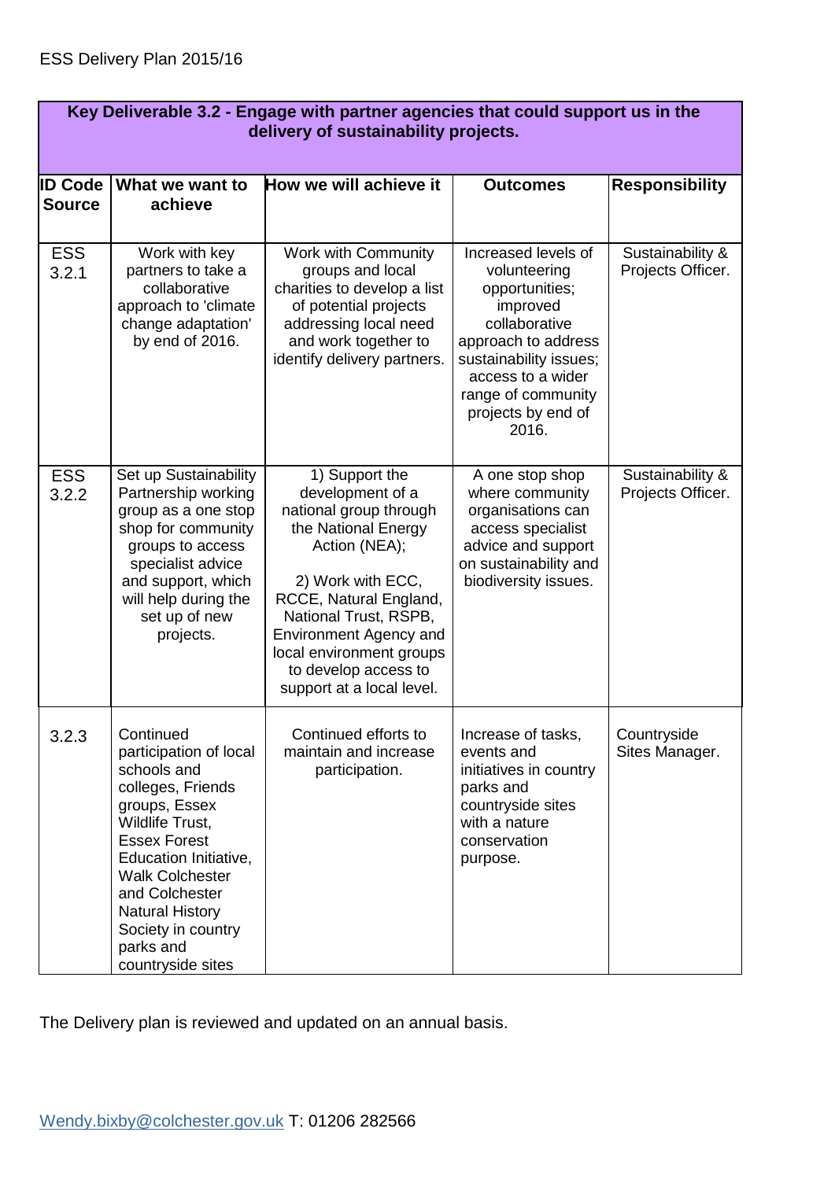| Key Deliverable 3.2 - Engage with partner agencies that could support us in the delivery of sustainability projects. | | | | |
|---|---|---|---|---|
| **ID Code Source** | **What we want to achieve** | **How we will achieve it** | **Outcomes** | **Responsibility** |
| ESS 3.2.1 | Work with key partners to take a collaborative approach to 'climate change adaptation' by end of 2016. | Work with Community groups and local charities to develop a list of potential projects addressing local need and work together to identify delivery partners. | Increased levels of volunteering opportunities; improved collaborative approach to address sustainability issues; access to a wider range of community projects by end of 2016. | Sustainability & Projects Officer. |
| ESS 3.2.2 | Set up Sustainability Partnership working group as a one stop shop for community groups to access specialist advice and support, which will help during the set up of new projects. | 1) Support the development of a national group through the National Energy Action (NEA);<br><br>2) Work with ECC, RCCE, Natural England, National Trust, RSPB, Environment Agency and local environment groups to develop access to support at a local level. | A one stop shop where community organisations can access specialist advice and support on sustainability and biodiversity issues. | Sustainability & Projects Officer. |
| 3.2.3 | Continued participation of local schools and colleges, Friends groups, Essex Wildlife Trust, Essex Forest Education Initiative, Walk Colchester and Colchester Natural History Society in country parks and countryside sites | Continued efforts to maintain and increase participation. | Increase of tasks, events and initiatives in country parks and countryside sites with a nature conservation purpose. | Countryside Sites Manager. |

The Delivery plan is reviewed and updated on an annual basis.

Wendy.bixby@colchester.gov.uk T: 01206 282566